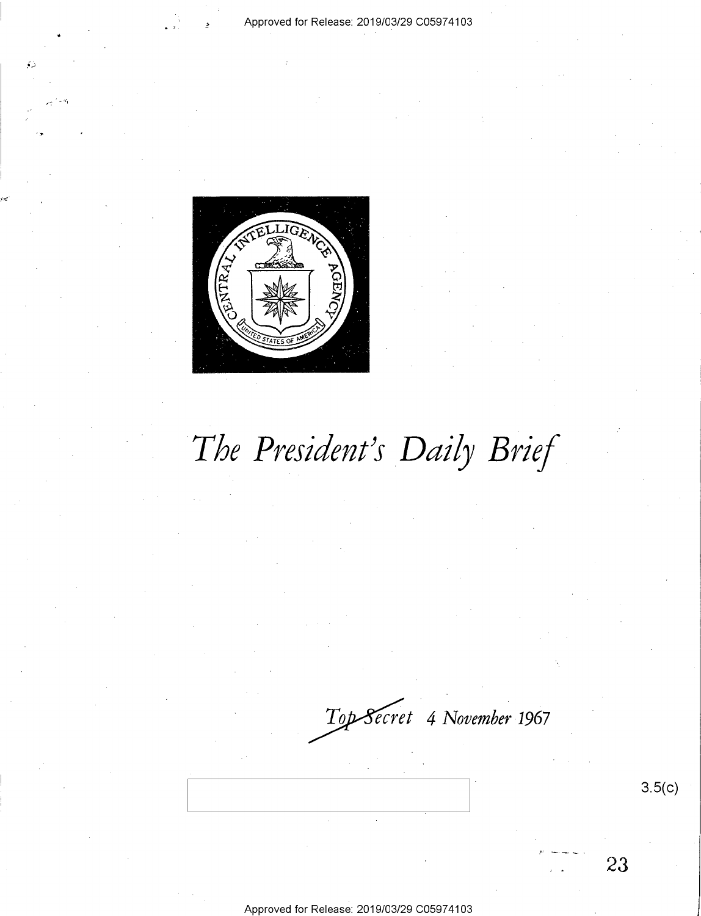# *The President's Daily Brief*

*Top Secret* *4 November 1967*

3.5(c)

23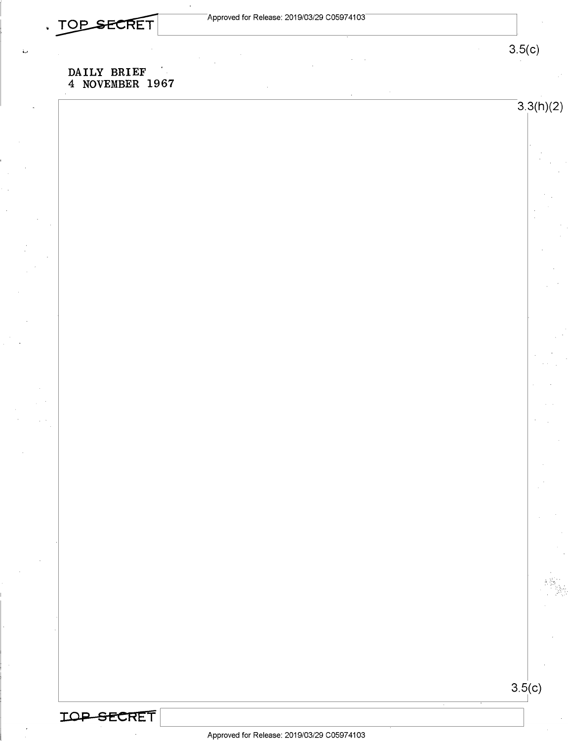DAILY BRIEF
4 NOVEMBER 1967

3.3(h)(2)

3.5(c)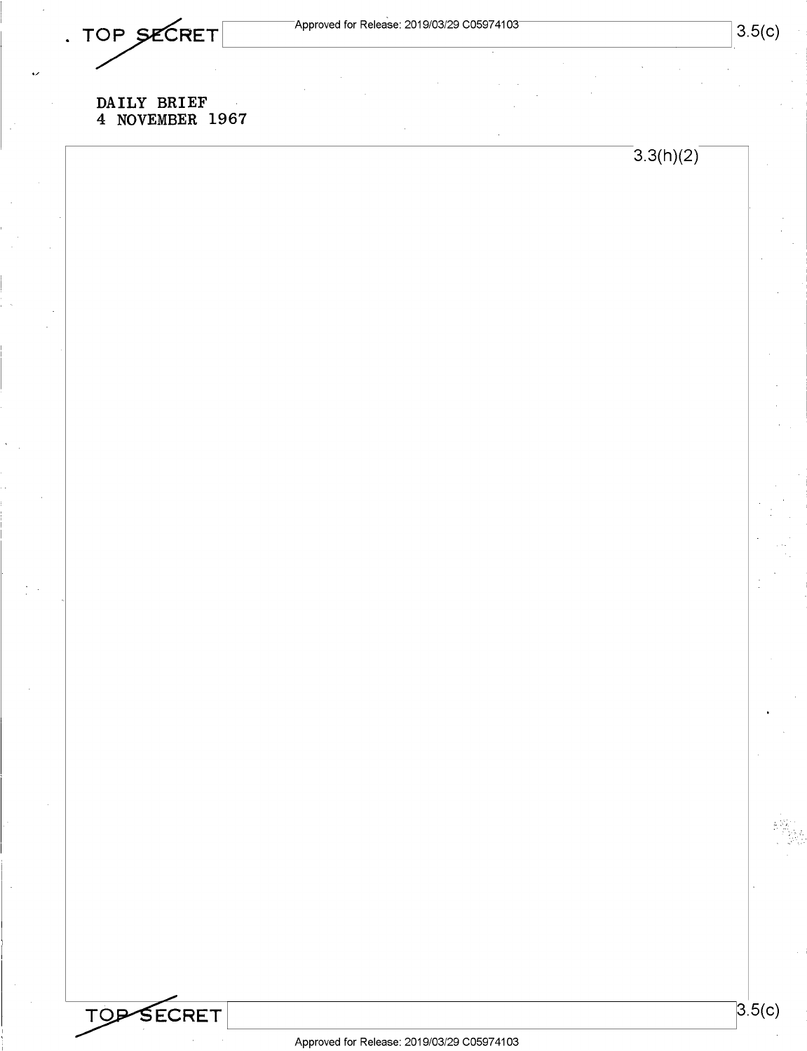DAILY BRIEF
4 NOVEMBER 1967

3.3(h)(2)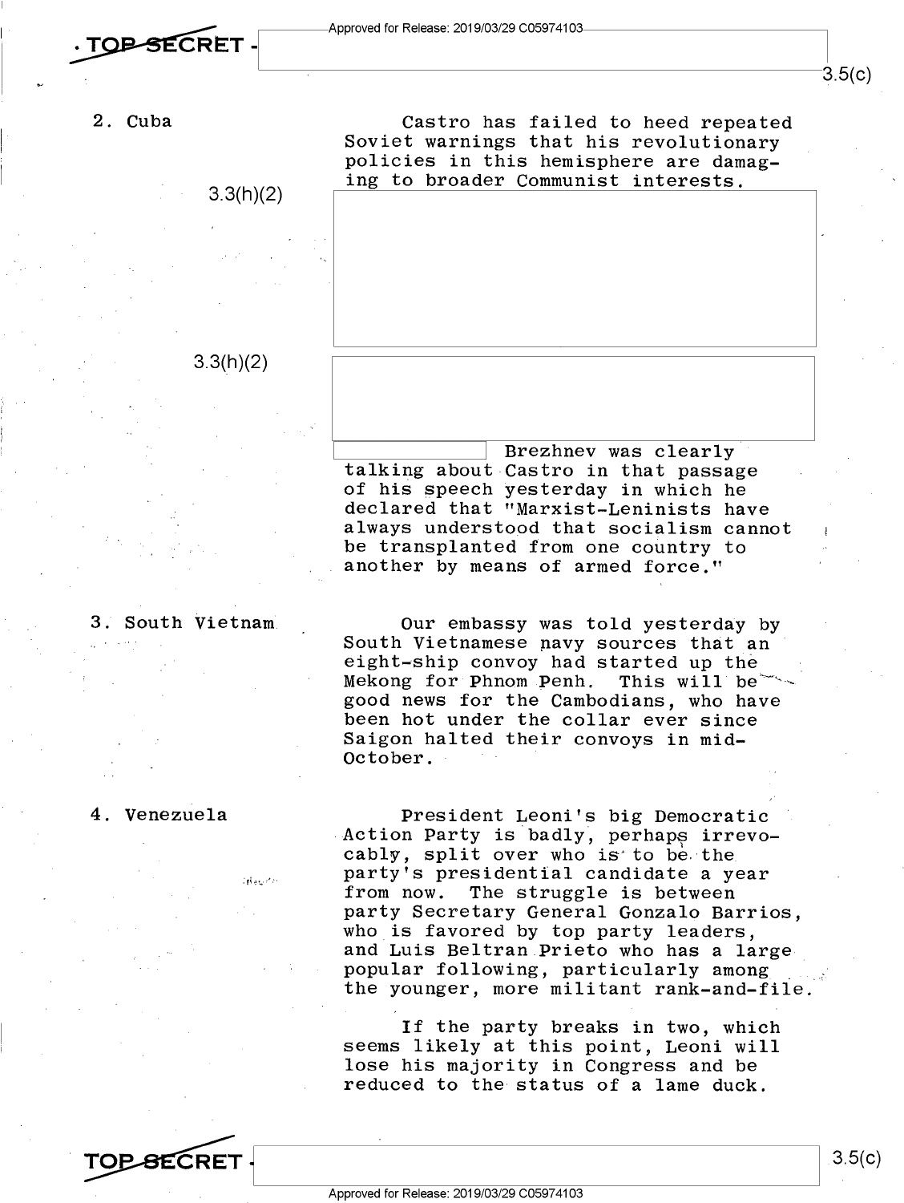2. Cuba

Castro has failed to heed repeated Soviet warnings that his revolutionary policies in this hemisphere are damaging to broader Communist interests.

3.3(h)(2)

3.3(h)(2)

Brezhnev was clearly talking about Castro in that passage of his speech yesterday in which he declared that "Marxist-Leninists have always understood that socialism cannot be transplanted from one country to another by means of armed force."

3. South Vietnam

Our embassy was told yesterday by South Vietnamese navy sources that an eight-ship convoy had started up the Mekong for Phnom Penh. This will be good news for the Cambodians, who have been hot under the collar ever since Saigon halted their convoys in mid-October.

4. Venezuela

President Leoni's big Democratic Action Party is badly, perhaps irrevocably, split over who is to be the party's presidential candidate a year from now. The struggle is between party Secretary General Gonzalo Barrios, who is favored by top party leaders, and Luis Beltran Prieto who has a large popular following, particularly among the younger, more militant rank-and-file.

If the party breaks in two, which seems likely at this point, Leoni will lose his majority in Congress and be reduced to the status of a lame duck.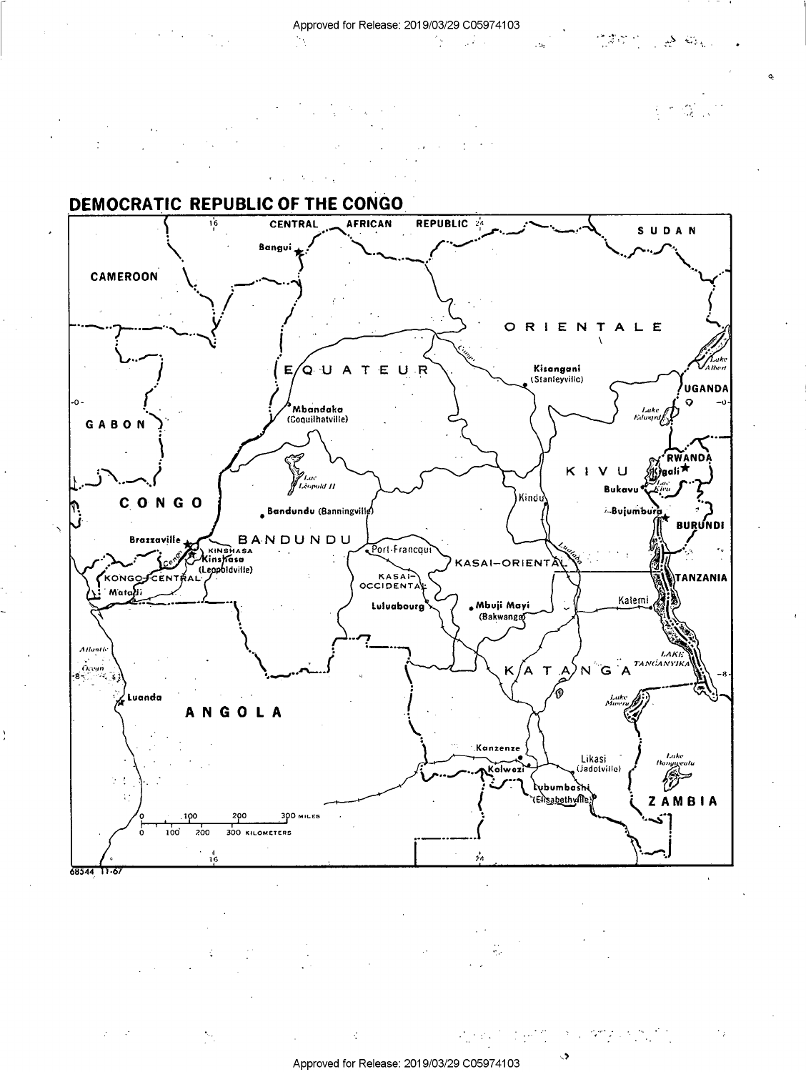# DEMOCRATIC REPUBLIC OF THE CONGO

CENTRAL AFRICAN REPUBLIC

SUDAN

CAMEROON

Bangui

ORIENTALE

EQUATEUR

Kisangani (Stanleyville)

Lake Albert

UGANDA

GABON

Mbandaka (Coquilhatville)

Lake Edward

Lac Léopold II

RWANDA

Kigali

KIVU

Bukavu

Lac Kivu

CONGO

Kindu

Bandundu (Banningville)

Bujumbura

BURUNDI

Brazzaville

BANDUNDU

KINSHASA

Kinshasa (Leopoldville)

Port-Francqui

KASAI-ORIENTAL

Lualaba

TANZANIA

KONGO-CENTRAL

Matadi

KASAI-OCCIDENTAL

Luluabourg

Mbuji Mayi (Bakwanga)

Kalemi

Atlantic Ocean

KATANGA

LAKE TANGANYIKA

Luanda

ANGOLA

Lake Mweru

Kanzenze

Kolwezi

Likasi (Jadotville)

Lake Bangweulu

Lubumbashi (Elisabethville)

ZAMBIA

0 100 200 300 MILES

0 100 200 300 KILOMETERS

68544 11-67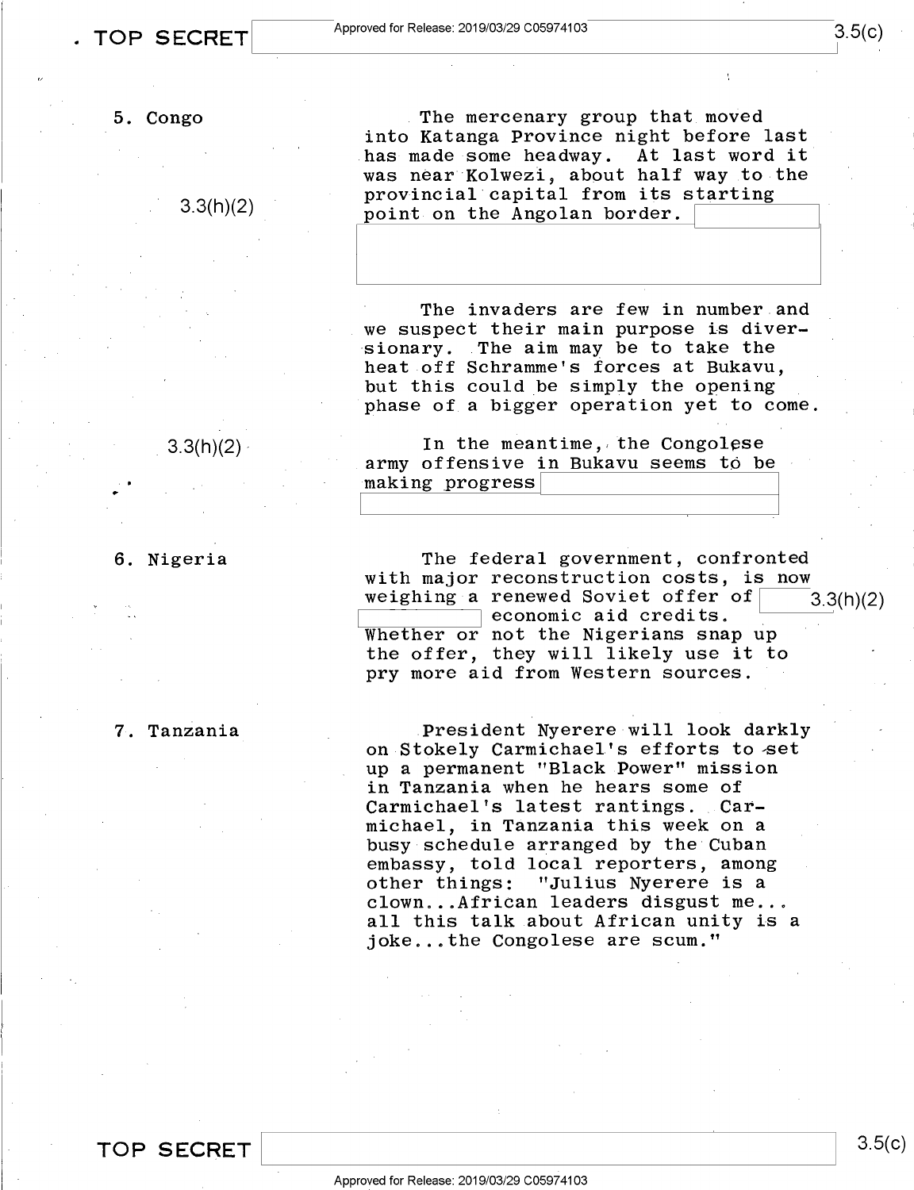5. Congo

3.3(h)(2)

The mercenary group that moved into Katanga Province night before last has made some headway. At last word it was near Kolwezi, about half way to the provincial capital from its starting point on the Angolan border.

The invaders are few in number and we suspect their main purpose is diversionary. The aim may be to take the heat off Schramme's forces at Bukavu, but this could be simply the opening phase of a bigger operation yet to come.

3.3(h)(2)

In the meantime, the Congolese army offensive in Bukavu seems to be making progress

6. Nigeria

The federal government, confronted with major reconstruction costs, is now weighing a renewed Soviet offer of [3.3(h)(2)] economic aid credits. Whether or not the Nigerians snap up the offer, they will likely use it to pry more aid from Western sources.

7. Tanzania

President Nyerere will look darkly on Stokely Carmichael's efforts to set up a permanent "Black Power" mission in Tanzania when he hears some of Carmichael's latest rantings. Carmichael, in Tanzania this week on a busy schedule arranged by the Cuban embassy, told local reporters, among other things: "Julius Nyerere is a clown...African leaders disgust me... all this talk about African unity is a joke...the Congolese are scum."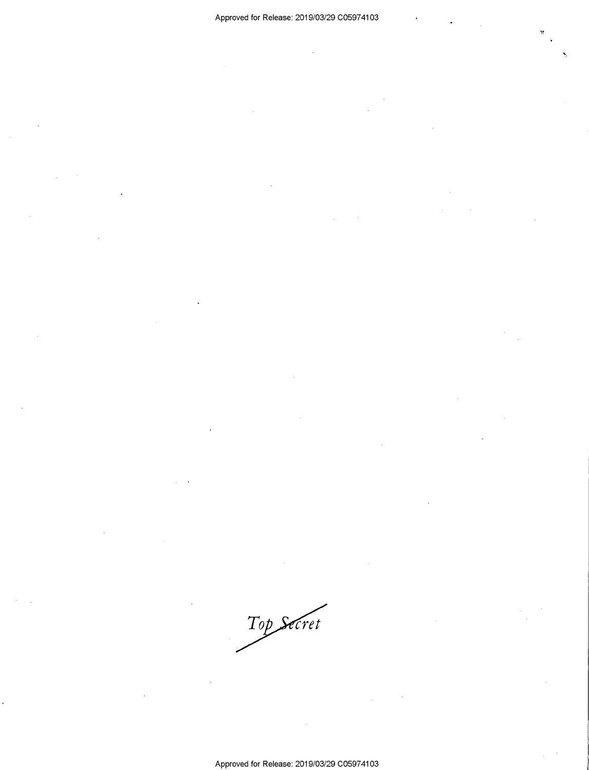Top Secret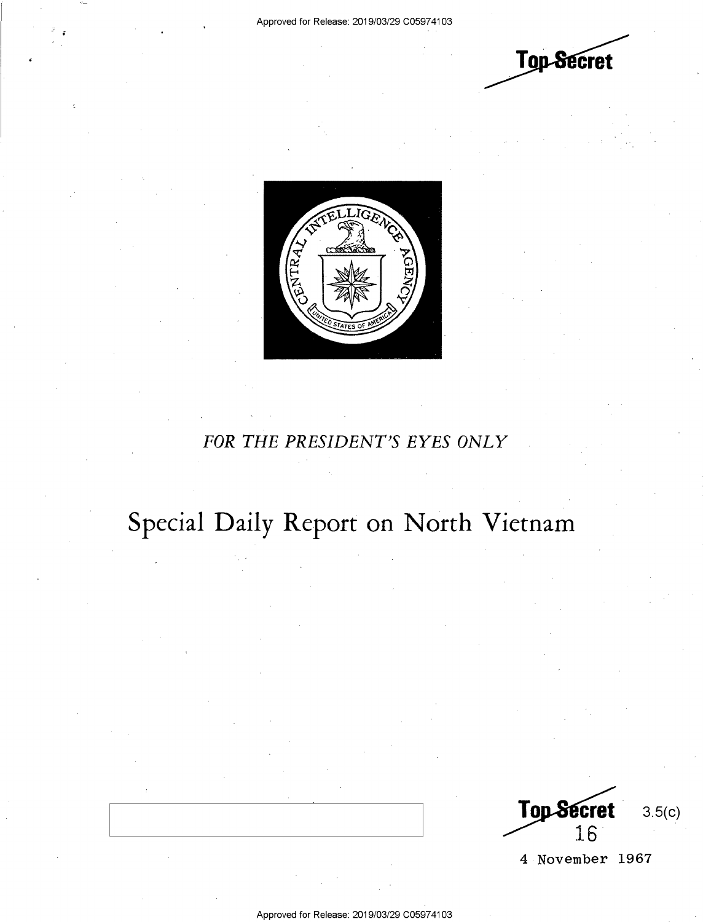Top Secret

FOR THE PRESIDENT'S EYES ONLY

# Special Daily Report on North Vietnam

Top Secret 3.5(c)
16

4 November 1967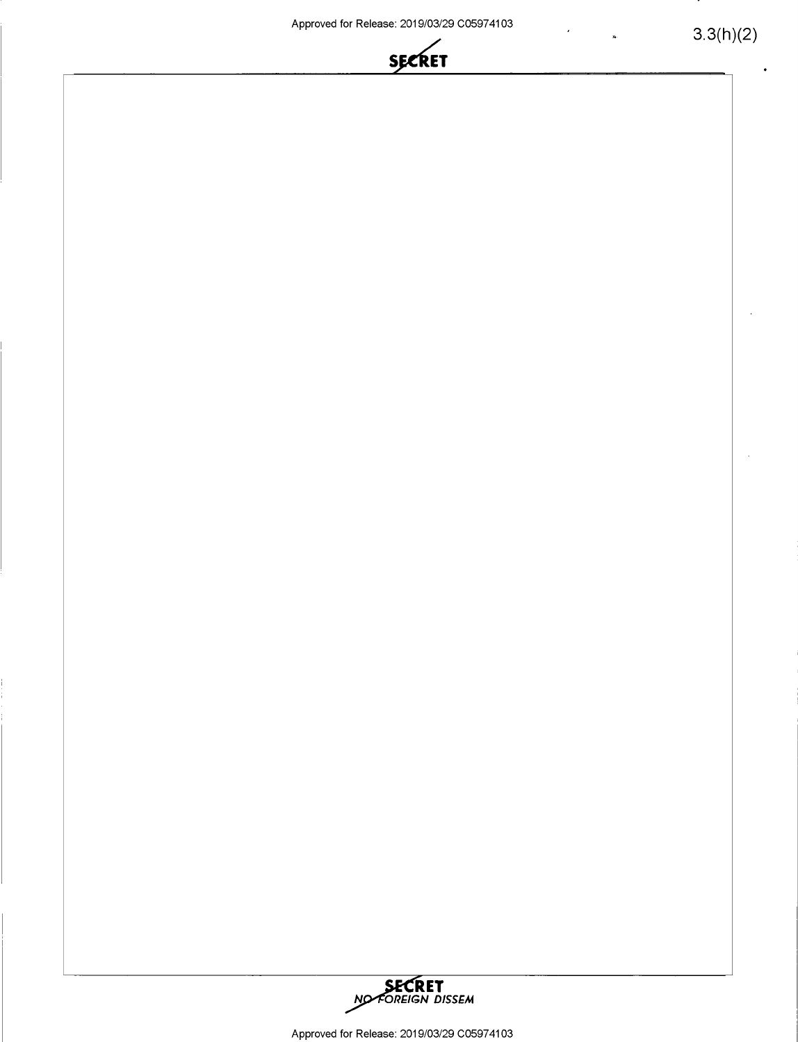3.3(h)(2)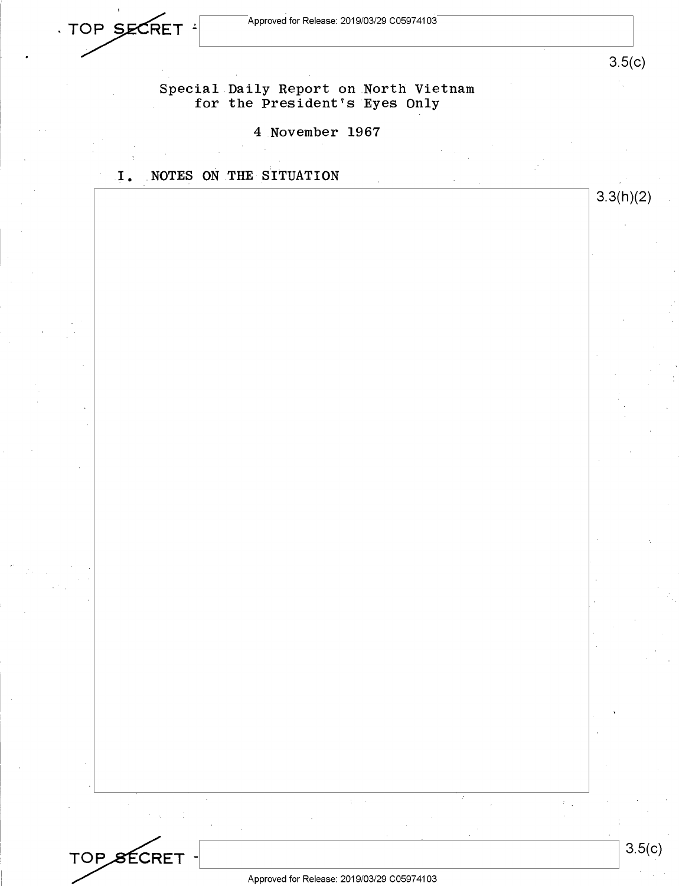TOP SECRET

3.5(c)

Special Daily Report on North Vietnam
for the President's Eyes Only

4 November 1967

## I. NOTES ON THE SITUATION

3.3(h)(2)

TOP SECRET

3.5(c)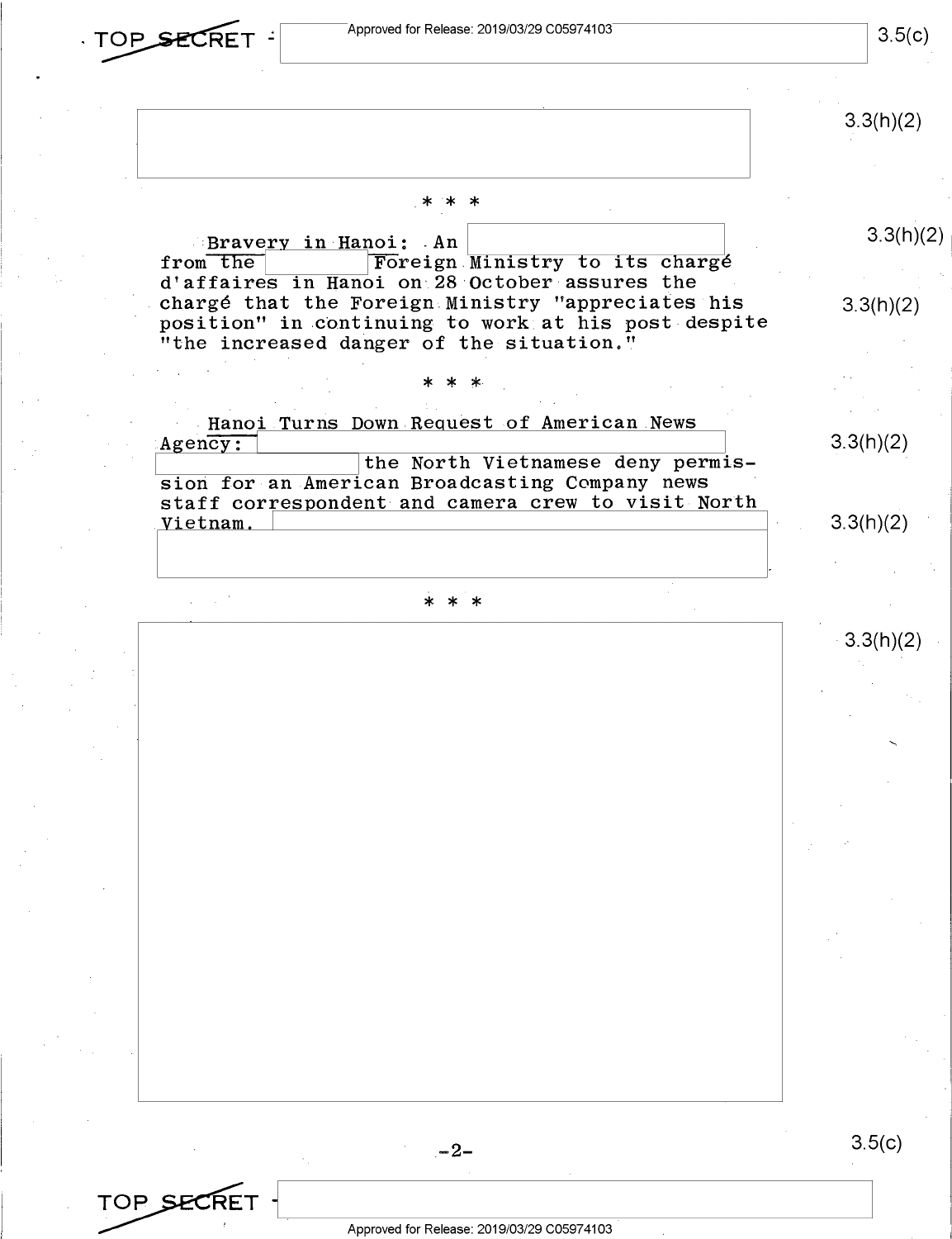\* \* \*

Bravery in Hanoi: An from the Foreign Ministry to its chargé d'affaires in Hanoi on 28 October assures the chargé that the Foreign Ministry "appreciates his position" in continuing to work at his post despite "the increased danger of the situation."

\* \* \*

Hanoi Turns Down Request of American News Agency: the North Vietnamese deny permission for an American Broadcasting Company news staff correspondent and camera crew to visit North Vietnam.

\* \* \*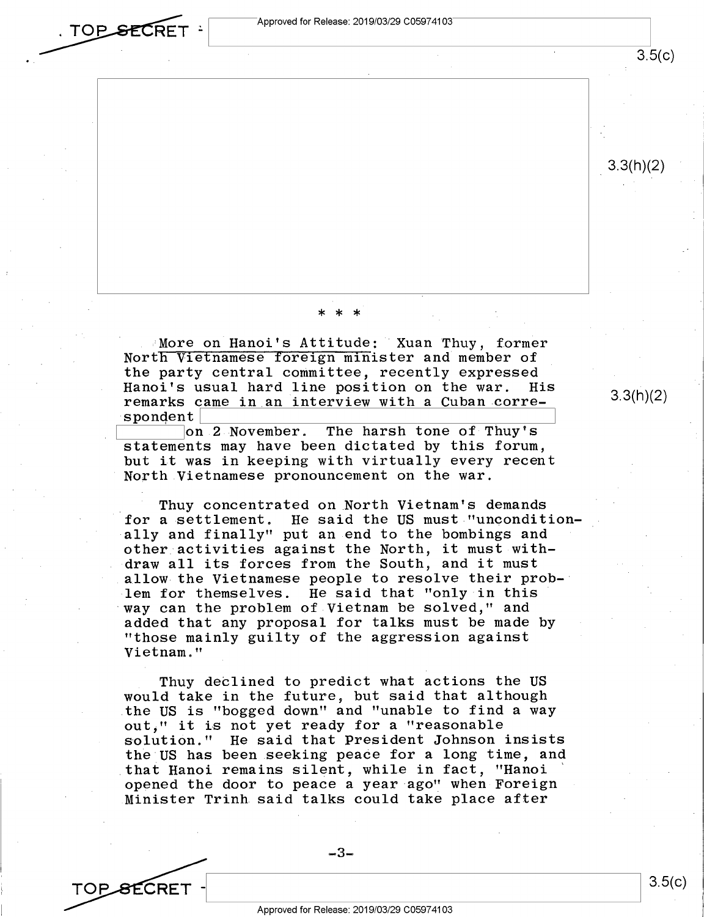\* \* \*

More on Hanoi's Attitude: Xuan Thuy, former North Vietnamese foreign minister and member of the party central committee, recently expressed Hanoi's usual hard line position on the war. His remarks came in an interview with a Cuban correspondent on 2 November. The harsh tone of Thuy's statements may have been dictated by this forum, but it was in keeping with virtually every recent North Vietnamese pronouncement on the war.

Thuy concentrated on North Vietnam's demands for a settlement. He said the US must "unconditionally and finally" put an end to the bombings and other activities against the North, it must withdraw all its forces from the South, and it must allow the Vietnamese people to resolve their problem for themselves. He said that "only in this way can the problem of Vietnam be solved," and added that any proposal for talks must be made by "those mainly guilty of the aggression against Vietnam."

Thuy declined to predict what actions the US would take in the future, but said that although the US is "bogged down" and "unable to find a way out," it is not yet ready for a "reasonable solution." He said that President Johnson insists the US has been seeking peace for a long time, and that Hanoi remains silent, while in fact, "Hanoi opened the door to peace a year ago" when Foreign Minister Trinh said talks could take place after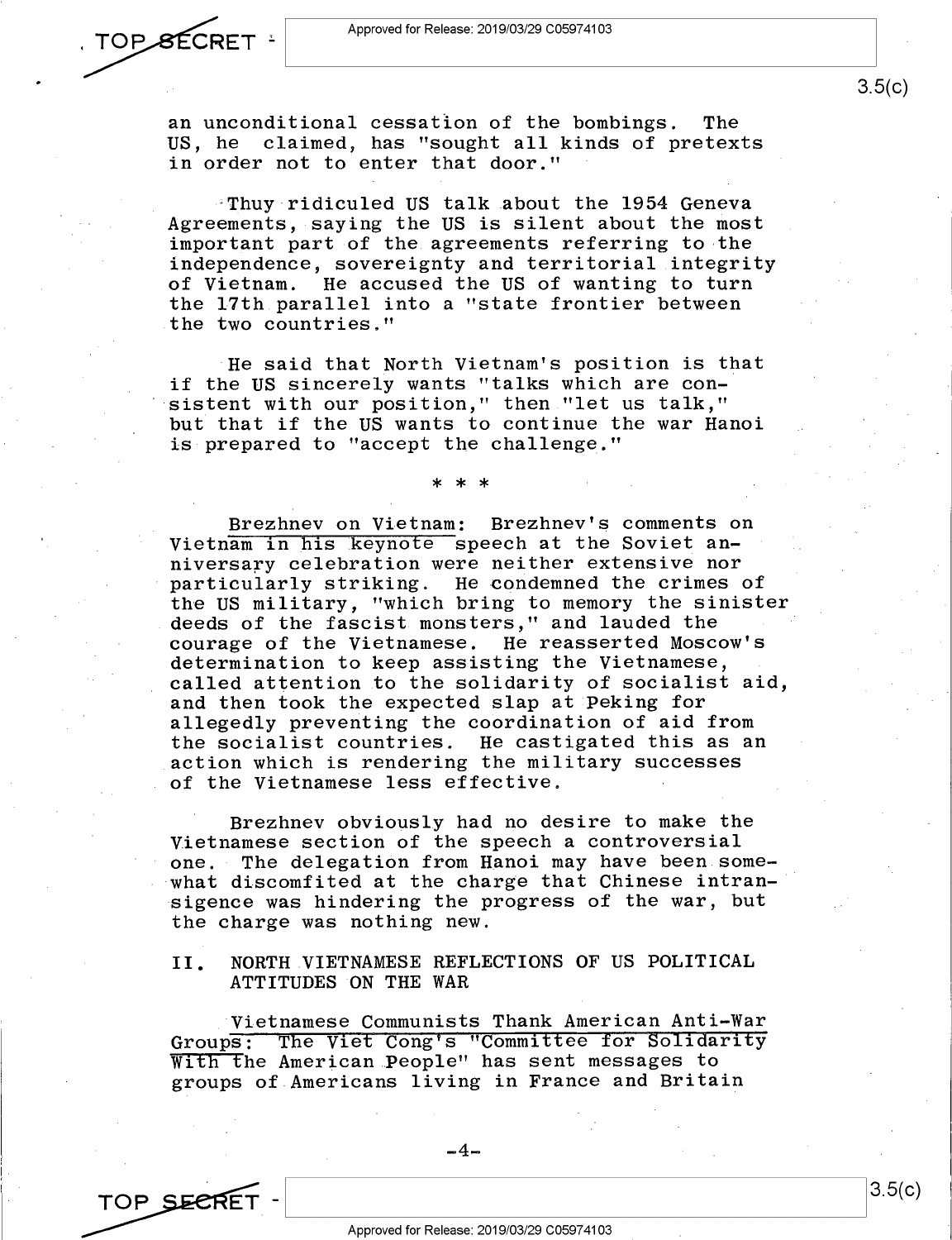an unconditional cessation of the bombings. The US, he claimed, has "sought all kinds of pretexts in order not to enter that door."

Thuy ridiculed US talk about the 1954 Geneva Agreements, saying the US is silent about the most important part of the agreements referring to the independence, sovereignty and territorial integrity of Vietnam. He accused the US of wanting to turn the 17th parallel into a "state frontier between the two countries."

He said that North Vietnam's position is that if the US sincerely wants "talks which are consistent with our position," then "let us talk," but that if the US wants to continue the war Hanoi is prepared to "accept the challenge."

\* \* \*

Brezhnev on Vietnam: Brezhnev's comments on Vietnam in his keynote speech at the Soviet anniversary celebration were neither extensive nor particularly striking. He condemned the crimes of the US military, "which bring to memory the sinister deeds of the fascist monsters," and lauded the courage of the Vietnamese. He reasserted Moscow's determination to keep assisting the Vietnamese, called attention to the solidarity of socialist aid, and then took the expected slap at Peking for allegedly preventing the coordination of aid from the socialist countries. He castigated this as an action which is rendering the military successes of the Vietnamese less effective.

Brezhnev obviously had no desire to make the Vietnamese section of the speech a controversial one. The delegation from Hanoi may have been somewhat discomfited at the charge that Chinese intransigence was hindering the progress of the war, but the charge was nothing new.

## II. NORTH VIETNAMESE REFLECTIONS OF US POLITICAL ATTITUDES ON THE WAR

Vietnamese Communists Thank American Anti-War Groups: The Viet Cong's "Committee for Solidarity With the American People" has sent messages to groups of Americans living in France and Britain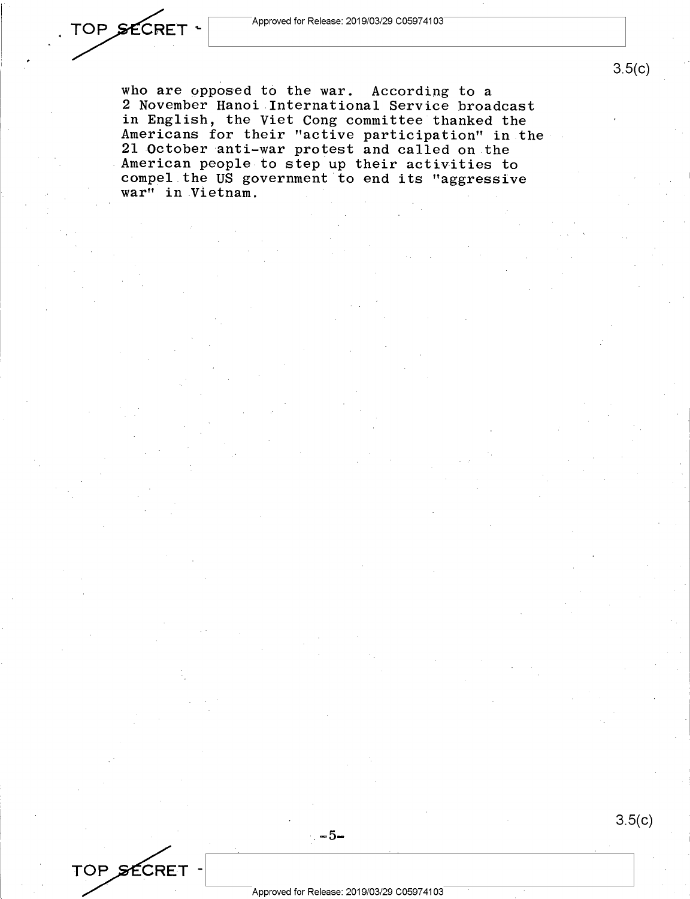who are opposed to the war. According to a 2 November Hanoi International Service broadcast in English, the Viet Cong committee thanked the Americans for their "active participation" in the 21 October anti-war protest and called on the American people to step up their activities to compel the US government to end its "aggressive war" in Vietnam.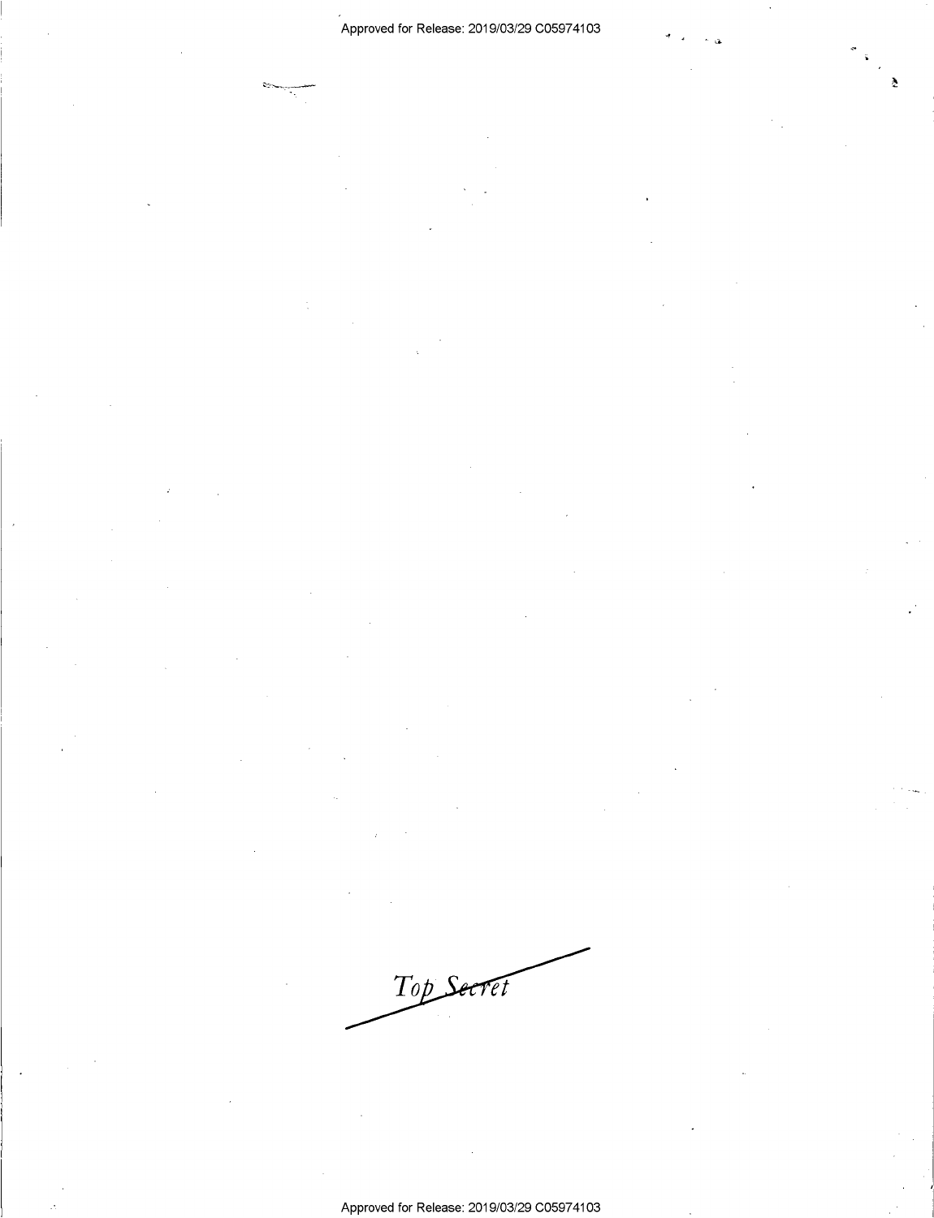Top Secret